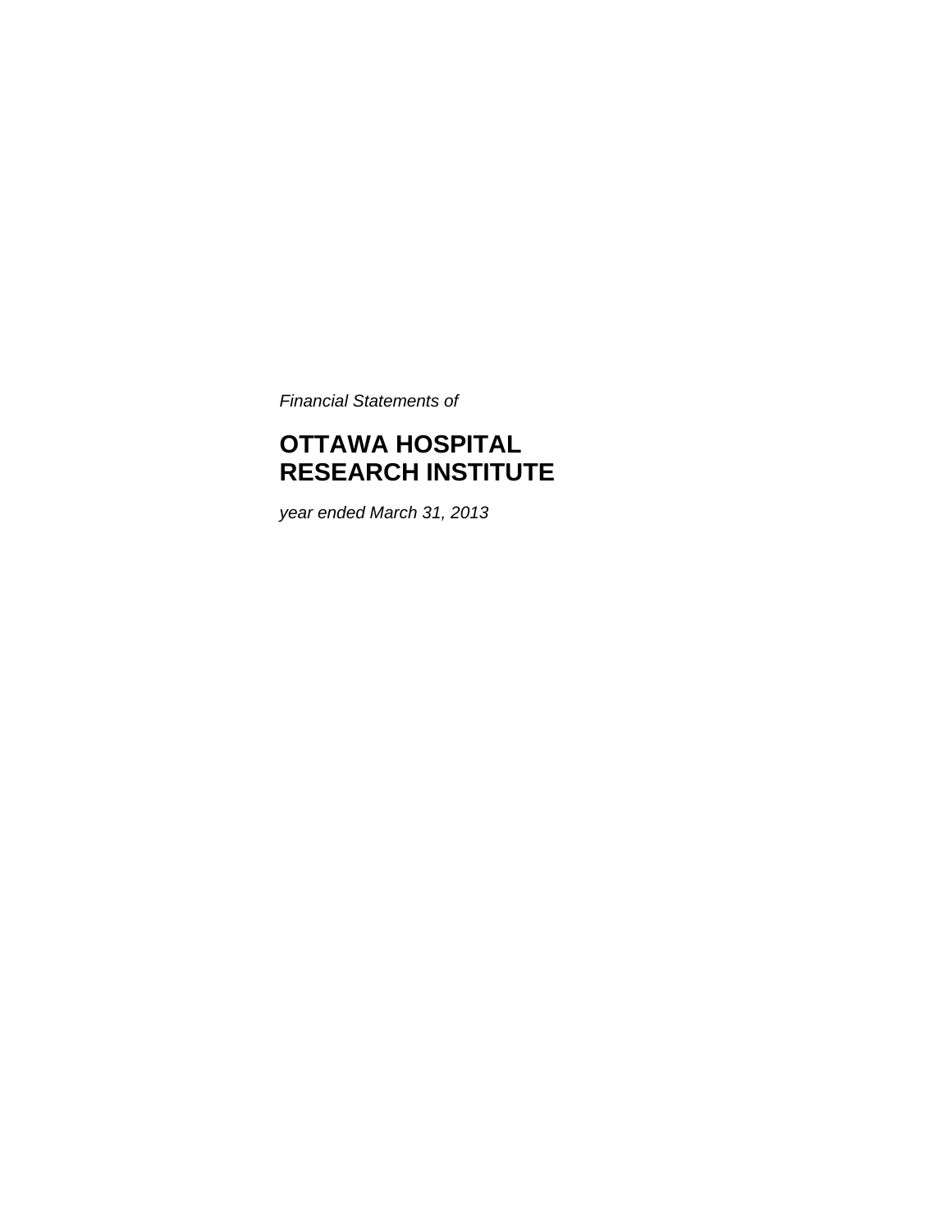*Financial Statements of*

# OTTAWA HOSPITAL RESEARCH INSTITUTE

*year ended March 31, 2013*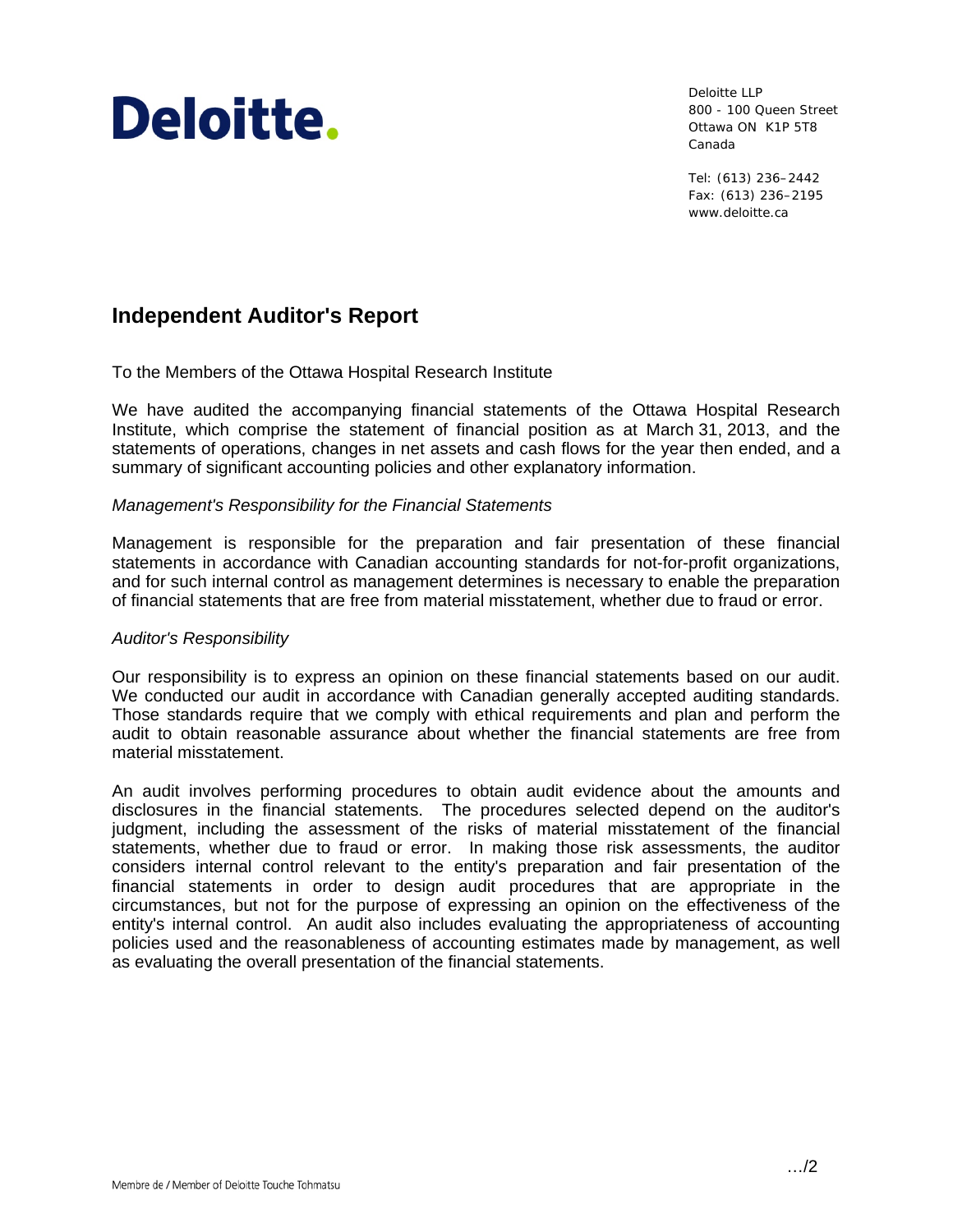Deloitte.

Deloitte LLP
800 - 100 Queen Street
Ottawa ON K1P 5T8
Canada

Tel: (613) 236–2442
Fax: (613) 236–2195
www.deloitte.ca

# Independent Auditor's Report

To the Members of the Ottawa Hospital Research Institute

We have audited the accompanying financial statements of the Ottawa Hospital Research Institute, which comprise the statement of financial position as at March 31, 2013, and the statements of operations, changes in net assets and cash flows for the year then ended, and a summary of significant accounting policies and other explanatory information.

*Management's Responsibility for the Financial Statements*

Management is responsible for the preparation and fair presentation of these financial statements in accordance with Canadian accounting standards for not-for-profit organizations, and for such internal control as management determines is necessary to enable the preparation of financial statements that are free from material misstatement, whether due to fraud or error.

*Auditor's Responsibility*

Our responsibility is to express an opinion on these financial statements based on our audit. We conducted our audit in accordance with Canadian generally accepted auditing standards. Those standards require that we comply with ethical requirements and plan and perform the audit to obtain reasonable assurance about whether the financial statements are free from material misstatement.

An audit involves performing procedures to obtain audit evidence about the amounts and disclosures in the financial statements. The procedures selected depend on the auditor's judgment, including the assessment of the risks of material misstatement of the financial statements, whether due to fraud or error. In making those risk assessments, the auditor considers internal control relevant to the entity's preparation and fair presentation of the financial statements in order to design audit procedures that are appropriate in the circumstances, but not for the purpose of expressing an opinion on the effectiveness of the entity's internal control. An audit also includes evaluating the appropriateness of accounting policies used and the reasonableness of accounting estimates made by management, as well as evaluating the overall presentation of the financial statements.

…/2

Membre de / Member of Deloitte Touche Tohmatsu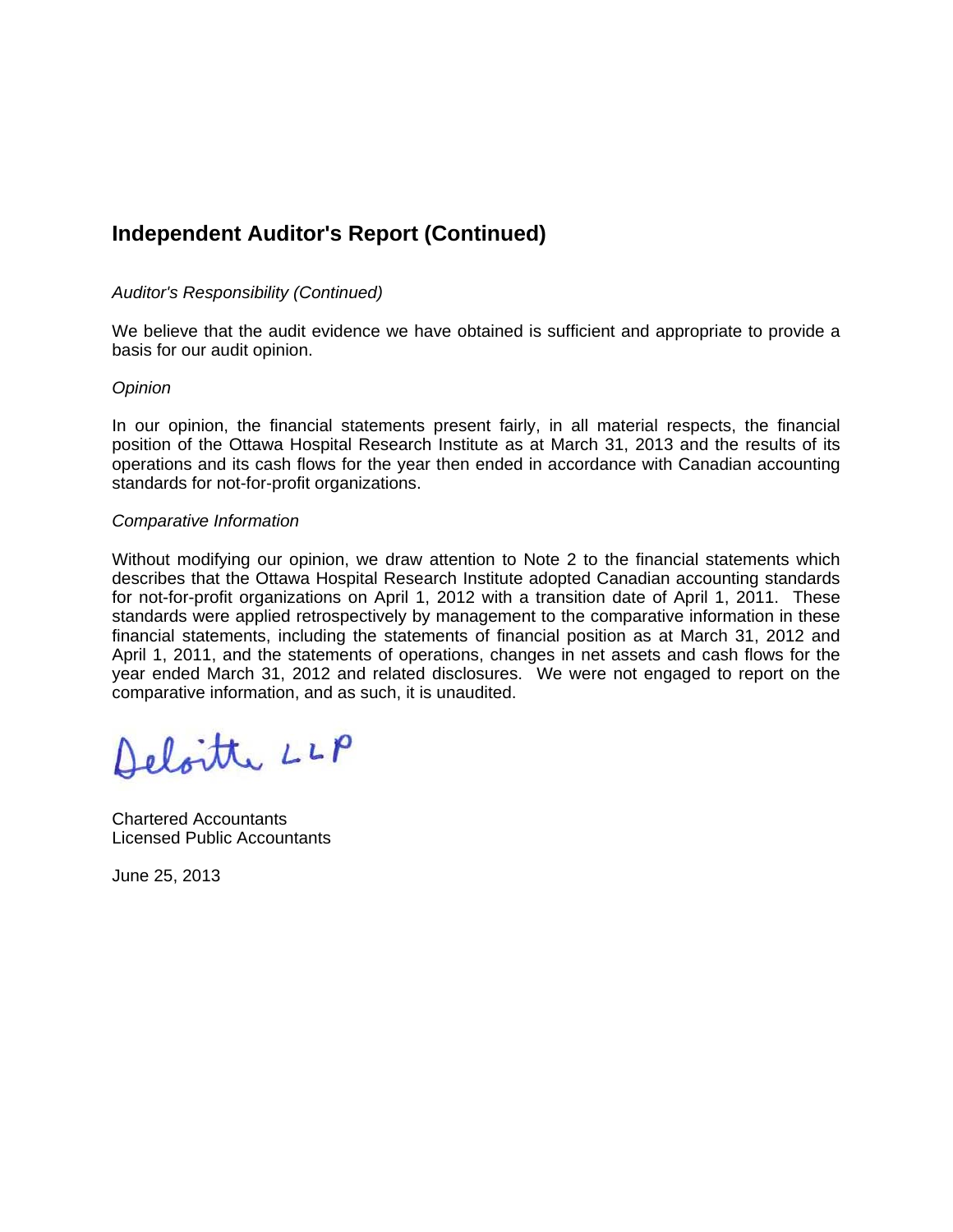## Independent Auditor's Report (Continued)

*Auditor's Responsibility (Continued)*

We believe that the audit evidence we have obtained is sufficient and appropriate to provide a basis for our audit opinion.

*Opinion*

In our opinion, the financial statements present fairly, in all material respects, the financial position of the Ottawa Hospital Research Institute as at March 31, 2013 and the results of its operations and its cash flows for the year then ended in accordance with Canadian accounting standards for not-for-profit organizations.

*Comparative Information*

Without modifying our opinion, we draw attention to Note 2 to the financial statements which describes that the Ottawa Hospital Research Institute adopted Canadian accounting standards for not-for-profit organizations on April 1, 2012 with a transition date of April 1, 2011. These standards were applied retrospectively by management to the comparative information in these financial statements, including the statements of financial position as at March 31, 2012 and April 1, 2011, and the statements of operations, changes in net assets and cash flows for the year ended March 31, 2012 and related disclosures. We were not engaged to report on the comparative information, and as such, it is unaudited.

Deloitte LLP

Chartered Accountants
Licensed Public Accountants

June 25, 2013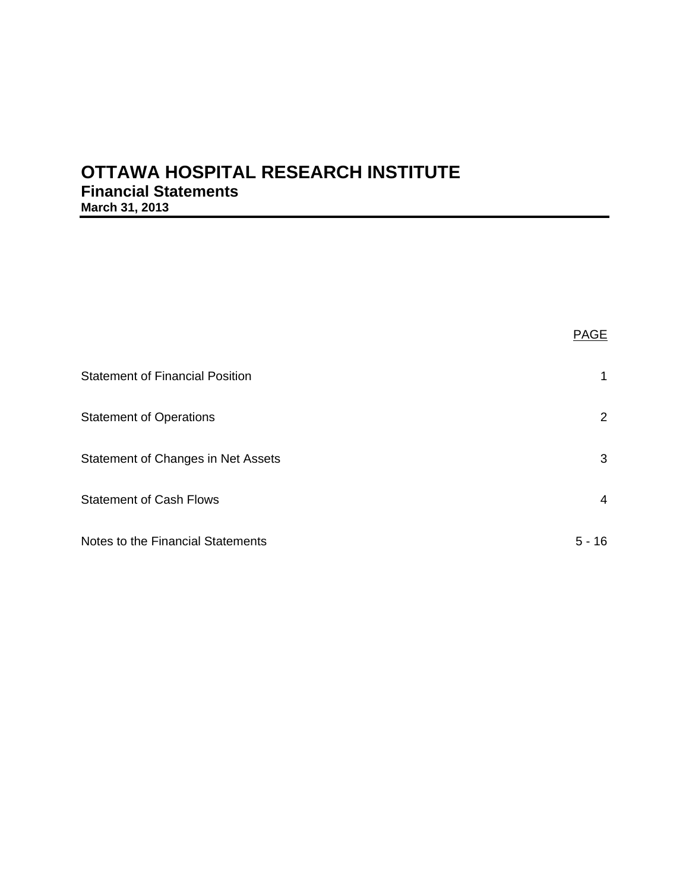# OTTAWA HOSPITAL RESEARCH INSTITUTE

## Financial Statements

**March 31, 2013**

| | PAGE |
|---|---|
| Statement of Financial Position | 1 |
| Statement of Operations | 2 |
| Statement of Changes in Net Assets | 3 |
| Statement of Cash Flows | 4 |
| Notes to the Financial Statements | 5 - 16 |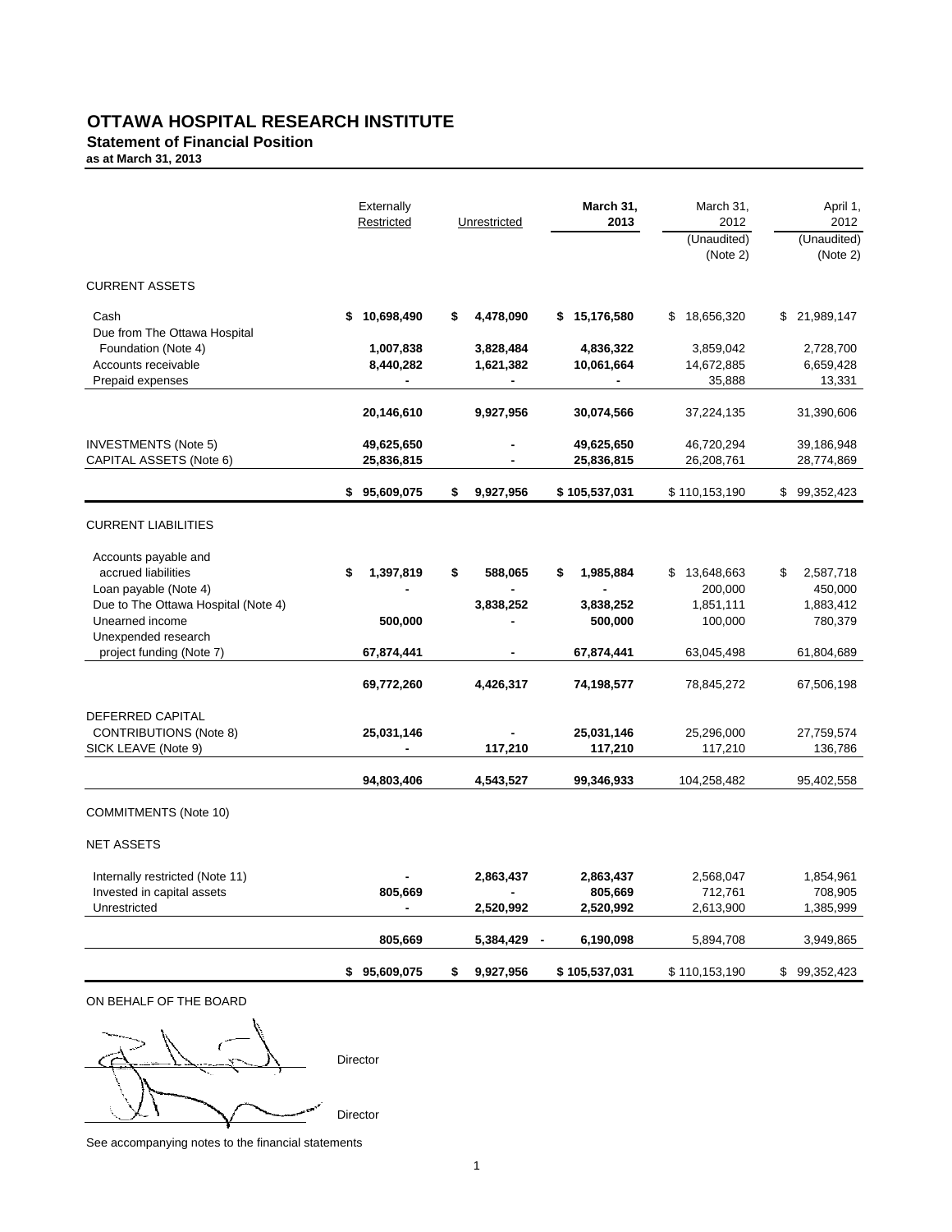# OTTAWA HOSPITAL RESEARCH INSTITUTE

## Statement of Financial Position

**as at March 31, 2013**

| | Externally Restricted | Unrestricted | March 31, 2013 | March 31, 2012 (Unaudited) (Note 2) | April 1, 2012 (Unaudited) (Note 2) |
|---|---|---|---|---|---|
| CURRENT ASSETS | | | | | |
| Cash | **$ 10,698,490** | **$ 4,478,090** | **$ 15,176,580** | $ 18,656,320 | $ 21,989,147 |
| Due from The Ottawa Hospital Foundation (Note 4) | **1,007,838** | **3,828,484** | **4,836,322** | 3,859,042 | 2,728,700 |
| Accounts receivable | **8,440,282** | **1,621,382** | **10,061,664** | 14,672,885 | 6,659,428 |
| Prepaid expenses | **-** | **-** | **-** | 35,888 | 13,331 |
| | **20,146,610** | **9,927,956** | **30,074,566** | 37,224,135 | 31,390,606 |
| INVESTMENTS (Note 5) | **49,625,650** | **-** | **49,625,650** | 46,720,294 | 39,186,948 |
| CAPITAL ASSETS (Note 6) | **25,836,815** | **-** | **25,836,815** | 26,208,761 | 28,774,869 |
| | **$ 95,609,075** | **$ 9,927,956** | **$ 105,537,031** | $ 110,153,190 | $ 99,352,423 |
| CURRENT LIABILITIES | | | | | |
| Accounts payable and accrued liabilities | **$ 1,397,819** | **$ 588,065** | **$ 1,985,884** | $ 13,648,663 | $ 2,587,718 |
| Loan payable (Note 4) | **-** | **-** | **-** | 200,000 | 450,000 |
| Due to The Ottawa Hospital (Note 4) | | **3,838,252** | **3,838,252** | 1,851,111 | 1,883,412 |
| Unearned income | **500,000** | **-** | **500,000** | 100,000 | 780,379 |
| Unexpended research project funding (Note 7) | **67,874,441** | **-** | **67,874,441** | 63,045,498 | 61,804,689 |
| | **69,772,260** | **4,426,317** | **74,198,577** | 78,845,272 | 67,506,198 |
| DEFERRED CAPITAL CONTRIBUTIONS (Note 8) | **25,031,146** | **-** | **25,031,146** | 25,296,000 | 27,759,574 |
| SICK LEAVE (Note 9) | **-** | **117,210** | **117,210** | 117,210 | 136,786 |
| | **94,803,406** | **4,543,527** | **99,346,933** | 104,258,482 | 95,402,558 |
| COMMITMENTS (Note 10) | | | | | |
| NET ASSETS | | | | | |
| Internally restricted (Note 11) | **-** | **2,863,437** | **2,863,437** | 2,568,047 | 1,854,961 |
| Invested in capital assets | **805,669** | **-** | **805,669** | 712,761 | 708,905 |
| Unrestricted | **-** | **2,520,992** | **2,520,992** | 2,613,900 | 1,385,999 |
| | **805,669** | **5,384,429 -** | **6,190,098** | 5,894,708 | 3,949,865 |
| | **$ 95,609,075** | **$ 9,927,956** | **$ 105,537,031** | $ 110,153,190 | $ 99,352,423 |

ON BEHALF OF THE BOARD

_________________________ Director

_________________________ Director

See accompanying notes to the financial statements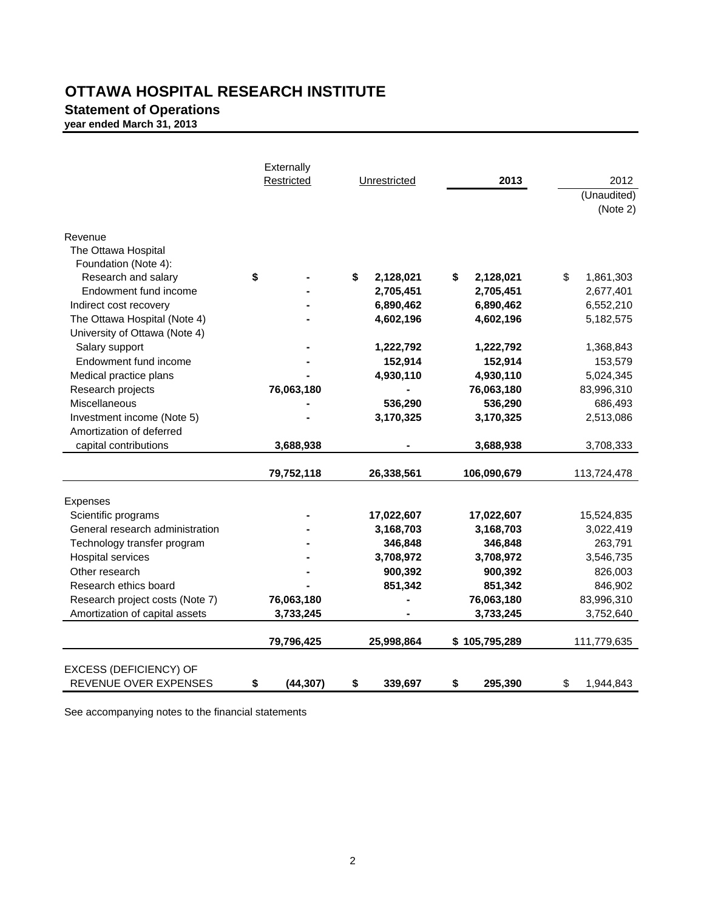# OTTAWA HOSPITAL RESEARCH INSTITUTE

## Statement of Operations

**year ended March 31, 2013**

| | Externally Restricted | Unrestricted | 2013 | 2012 (Unaudited) (Note 2) |
|---|---|---|---|---|
| Revenue | | | | |
| The Ottawa Hospital Foundation (Note 4): | | | | |
| Research and salary | $ - | $ 2,128,021 | $ 2,128,021 | $ 1,861,303 |
| Endowment fund income | - | 2,705,451 | 2,705,451 | 2,677,401 |
| Indirect cost recovery | - | 6,890,462 | 6,890,462 | 6,552,210 |
| The Ottawa Hospital (Note 4) | - | 4,602,196 | 4,602,196 | 5,182,575 |
| University of Ottawa (Note 4) | | | | |
| Salary support | - | 1,222,792 | 1,222,792 | 1,368,843 |
| Endowment fund income | - | 152,914 | 152,914 | 153,579 |
| Medical practice plans | - | 4,930,110 | 4,930,110 | 5,024,345 |
| Research projects | 76,063,180 | - | 76,063,180 | 83,996,310 |
| Miscellaneous | - | 536,290 | 536,290 | 686,493 |
| Investment income (Note 5) | - | 3,170,325 | 3,170,325 | 2,513,086 |
| Amortization of deferred capital contributions | 3,688,938 | - | 3,688,938 | 3,708,333 |
| | 79,752,118 | 26,338,561 | 106,090,679 | 113,724,478 |
| Expenses | | | | |
| Scientific programs | - | 17,022,607 | 17,022,607 | 15,524,835 |
| General research administration | - | 3,168,703 | 3,168,703 | 3,022,419 |
| Technology transfer program | - | 346,848 | 346,848 | 263,791 |
| Hospital services | - | 3,708,972 | 3,708,972 | 3,546,735 |
| Other research | - | 900,392 | 900,392 | 826,003 |
| Research ethics board | - | 851,342 | 851,342 | 846,902 |
| Research project costs (Note 7) | 76,063,180 | - | 76,063,180 | 83,996,310 |
| Amortization of capital assets | 3,733,245 | - | 3,733,245 | 3,752,640 |
| | 79,796,425 | 25,998,864 | $ 105,795,289 | 111,779,635 |
| EXCESS (DEFICIENCY) OF REVENUE OVER EXPENSES | $ (44,307) | $ 339,697 | $ 295,390 | $ 1,944,843 |

See accompanying notes to the financial statements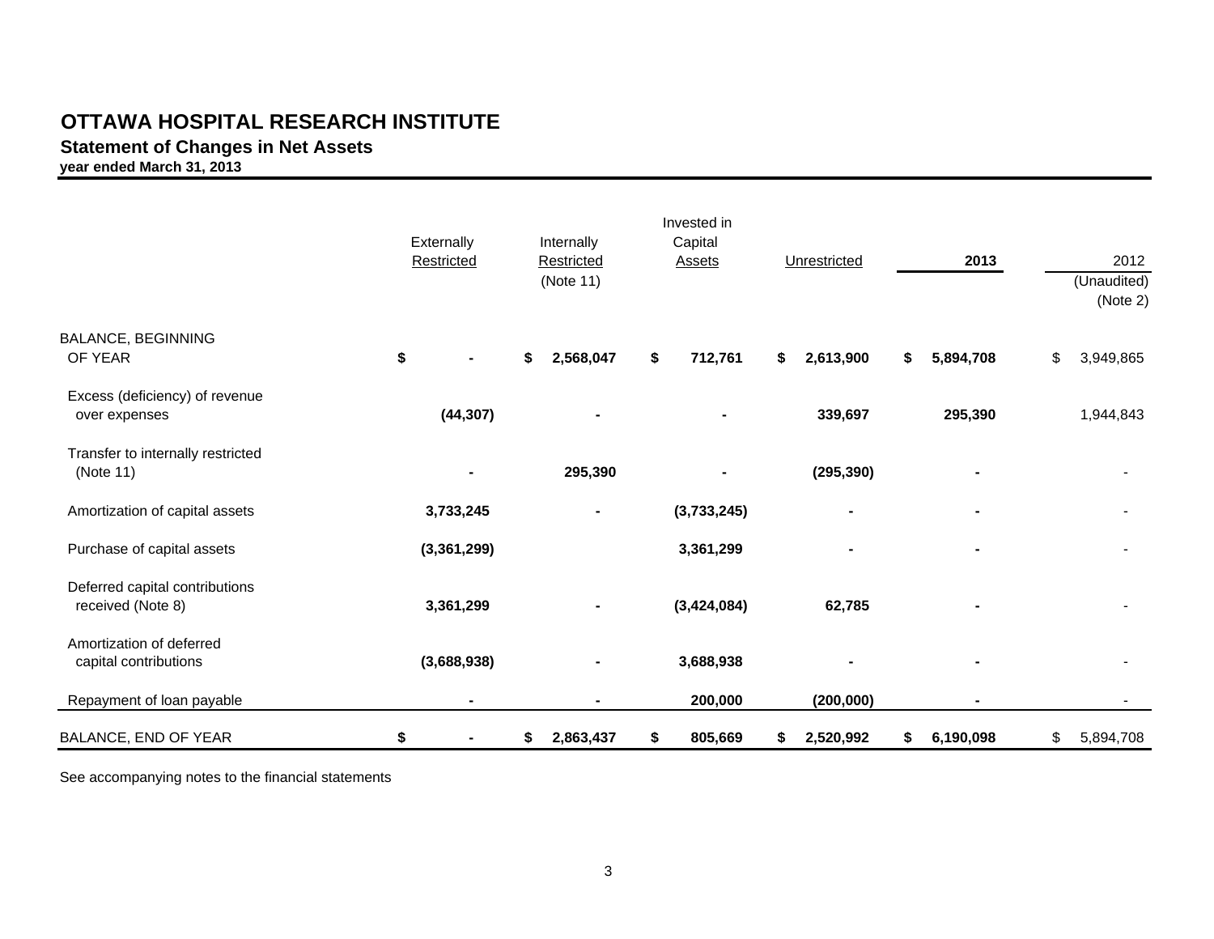# OTTAWA HOSPITAL RESEARCH INSTITUTE

## Statement of Changes in Net Assets

**year ended March 31, 2013**

| | Externally Restricted | Internally Restricted (Note 11) | Invested in Capital Assets | Unrestricted | **2013** | 2012 (Unaudited) (Note 2) |
|---|---|---|---|---|---|---|
| BALANCE, BEGINNING OF YEAR | **$ -** | **$ 2,568,047** | **$ 712,761** | **$ 2,613,900** | **$ 5,894,708** | $ 3,949,865 |
| Excess (deficiency) of revenue over expenses | **(44,307)** | **-** | **-** | **339,697** | **295,390** | 1,944,843 |
| Transfer to internally restricted (Note 11) | **-** | **295,390** | **-** | **(295,390)** | **-** | - |
| Amortization of capital assets | **3,733,245** | **-** | **(3,733,245)** | **-** | **-** | - |
| Purchase of capital assets | **(3,361,299)** | | **3,361,299** | **-** | **-** | - |
| Deferred capital contributions received (Note 8) | **3,361,299** | **-** | **(3,424,084)** | **62,785** | **-** | - |
| Amortization of deferred capital contributions | **(3,688,938)** | **-** | **3,688,938** | **-** | **-** | - |
| Repayment of loan payable | **-** | **-** | **200,000** | **(200,000)** | **-** | - |
| BALANCE, END OF YEAR | **$ -** | **$ 2,863,437** | **$ 805,669** | **$ 2,520,992** | **$ 6,190,098** | $ 5,894,708 |

See accompanying notes to the financial statements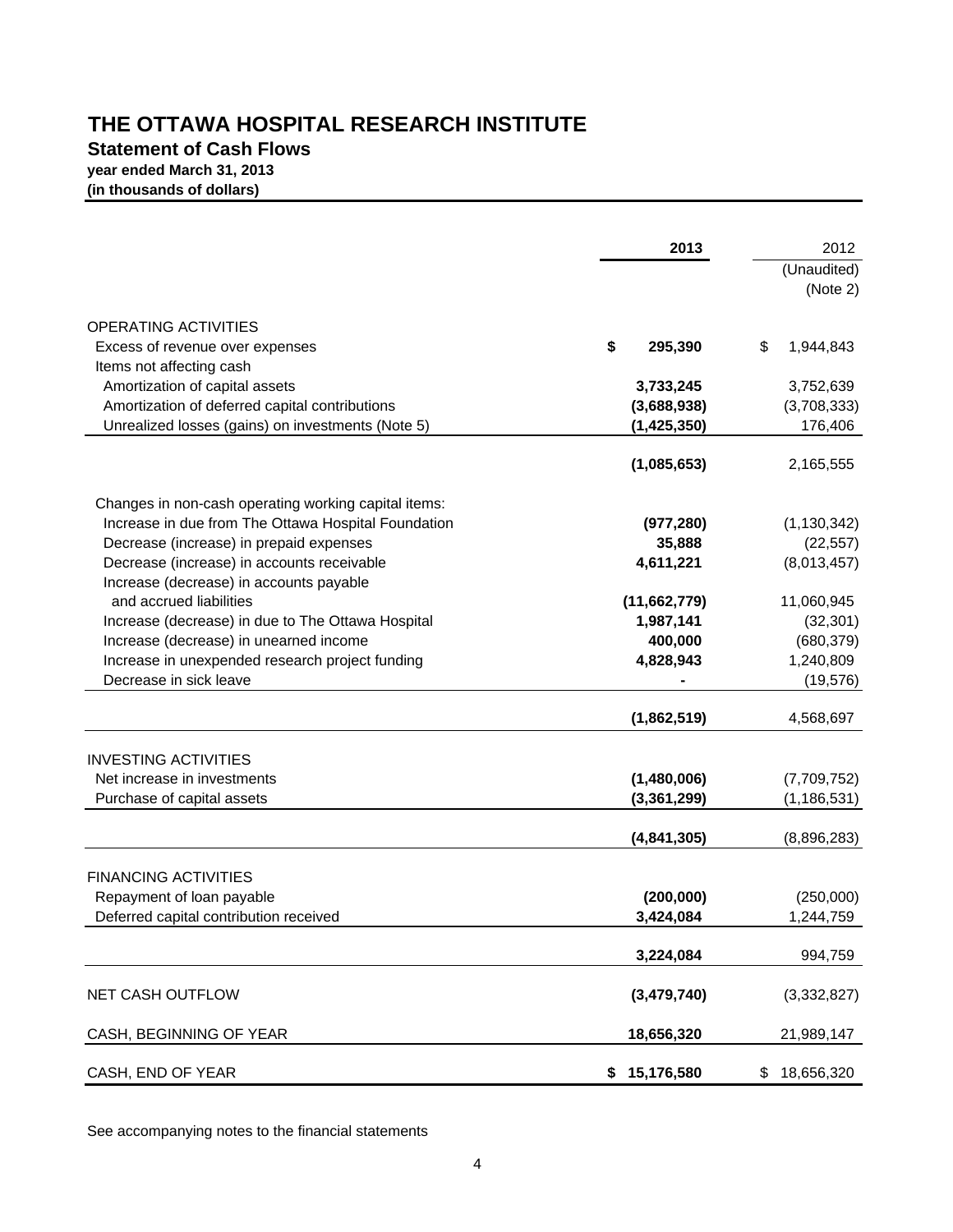# THE OTTAWA HOSPITAL RESEARCH INSTITUTE

## Statement of Cash Flows

**year ended March 31, 2013**
**(in thousands of dollars)**

| | **2013** | 2012 (Unaudited) (Note 2) |
|---|---|---|
| OPERATING ACTIVITIES | | |
| Excess of revenue over expenses | **$ 295,390** | $ 1,944,843 |
| Items not affecting cash | | |
| Amortization of capital assets | **3,733,245** | 3,752,639 |
| Amortization of deferred capital contributions | **(3,688,938)** | (3,708,333) |
| Unrealized losses (gains) on investments (Note 5) | **(1,425,350)** | 176,406 |
| | **(1,085,653)** | 2,165,555 |
| Changes in non-cash operating working capital items: | | |
| Increase in due from The Ottawa Hospital Foundation | **(977,280)** | (1,130,342) |
| Decrease (increase) in prepaid expenses | **35,888** | (22,557) |
| Decrease (increase) in accounts receivable | **4,611,221** | (8,013,457) |
| Increase (decrease) in accounts payable and accrued liabilities | **(11,662,779)** | 11,060,945 |
| Increase (decrease) in due to The Ottawa Hospital | **1,987,141** | (32,301) |
| Increase (decrease) in unearned income | **400,000** | (680,379) |
| Increase in unexpended research project funding | **4,828,943** | 1,240,809 |
| Decrease in sick leave | **-** | (19,576) |
| | **(1,862,519)** | 4,568,697 |
| INVESTING ACTIVITIES | | |
| Net increase in investments | **(1,480,006)** | (7,709,752) |
| Purchase of capital assets | **(3,361,299)** | (1,186,531) |
| | **(4,841,305)** | (8,896,283) |
| FINANCING ACTIVITIES | | |
| Repayment of loan payable | **(200,000)** | (250,000) |
| Deferred capital contribution received | **3,424,084** | 1,244,759 |
| | **3,224,084** | 994,759 |
| NET CASH OUTFLOW | **(3,479,740)** | (3,332,827) |
| CASH, BEGINNING OF YEAR | **18,656,320** | 21,989,147 |
| CASH, END OF YEAR | **$ 15,176,580** | $ 18,656,320 |

See accompanying notes to the financial statements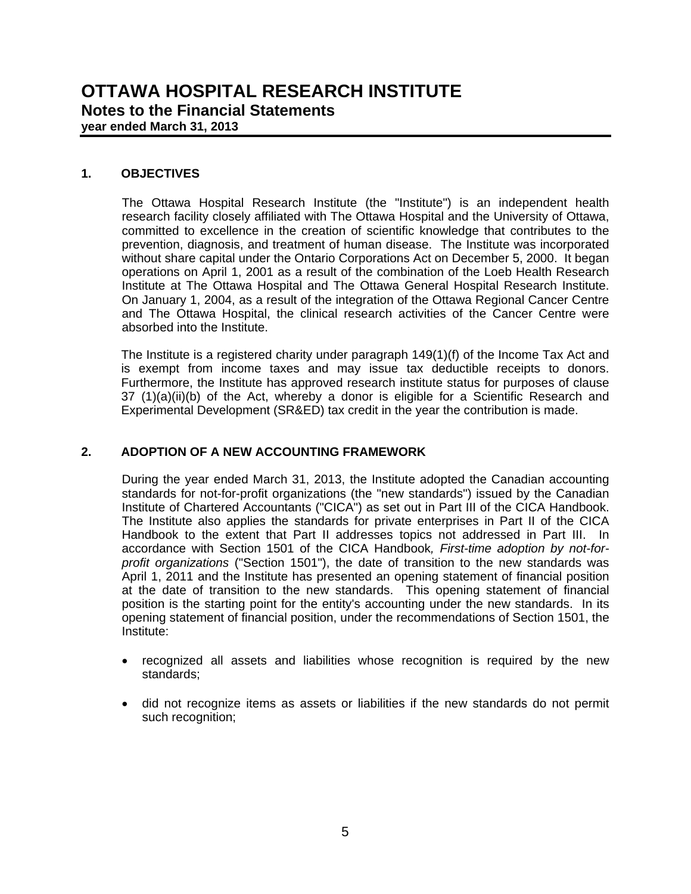# OTTAWA HOSPITAL RESEARCH INSTITUTE

## Notes to the Financial Statements

**year ended March 31, 2013**

### 1. OBJECTIVES

The Ottawa Hospital Research Institute (the "Institute") is an independent health research facility closely affiliated with The Ottawa Hospital and the University of Ottawa, committed to excellence in the creation of scientific knowledge that contributes to the prevention, diagnosis, and treatment of human disease. The Institute was incorporated without share capital under the Ontario Corporations Act on December 5, 2000. It began operations on April 1, 2001 as a result of the combination of the Loeb Health Research Institute at The Ottawa Hospital and The Ottawa General Hospital Research Institute. On January 1, 2004, as a result of the integration of the Ottawa Regional Cancer Centre and The Ottawa Hospital, the clinical research activities of the Cancer Centre were absorbed into the Institute.

The Institute is a registered charity under paragraph 149(1)(f) of the Income Tax Act and is exempt from income taxes and may issue tax deductible receipts to donors. Furthermore, the Institute has approved research institute status for purposes of clause 37 (1)(a)(ii)(b) of the Act, whereby a donor is eligible for a Scientific Research and Experimental Development (SR&ED) tax credit in the year the contribution is made.

### 2. ADOPTION OF A NEW ACCOUNTING FRAMEWORK

During the year ended March 31, 2013, the Institute adopted the Canadian accounting standards for not-for-profit organizations (the "new standards") issued by the Canadian Institute of Chartered Accountants ("CICA") as set out in Part III of the CICA Handbook. The Institute also applies the standards for private enterprises in Part II of the CICA Handbook to the extent that Part II addresses topics not addressed in Part III. In accordance with Section 1501 of the CICA Handbook, *First-time adoption by not-for-profit organizations* ("Section 1501"), the date of transition to the new standards was April 1, 2011 and the Institute has presented an opening statement of financial position at the date of transition to the new standards. This opening statement of financial position is the starting point for the entity's accounting under the new standards. In its opening statement of financial position, under the recommendations of Section 1501, the Institute:

- recognized all assets and liabilities whose recognition is required by the new standards;
- did not recognize items as assets or liabilities if the new standards do not permit such recognition;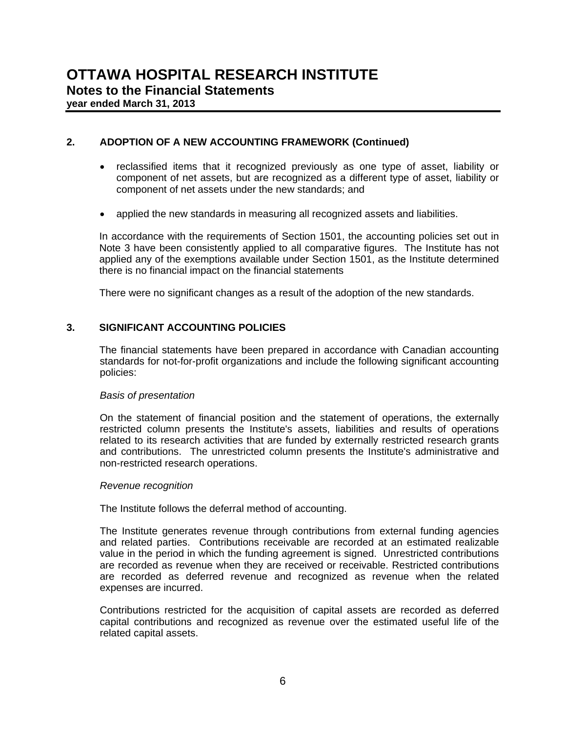## 2. ADOPTION OF A NEW ACCOUNTING FRAMEWORK (Continued)

- reclassified items that it recognized previously as one type of asset, liability or component of net assets, but are recognized as a different type of asset, liability or component of net assets under the new standards; and
- applied the new standards in measuring all recognized assets and liabilities.

In accordance with the requirements of Section 1501, the accounting policies set out in Note 3 have been consistently applied to all comparative figures. The Institute has not applied any of the exemptions available under Section 1501, as the Institute determined there is no financial impact on the financial statements

There were no significant changes as a result of the adoption of the new standards.

## 3. SIGNIFICANT ACCOUNTING POLICIES

The financial statements have been prepared in accordance with Canadian accounting standards for not-for-profit organizations and include the following significant accounting policies:

*Basis of presentation*

On the statement of financial position and the statement of operations, the externally restricted column presents the Institute's assets, liabilities and results of operations related to its research activities that are funded by externally restricted research grants and contributions. The unrestricted column presents the Institute's administrative and non-restricted research operations.

*Revenue recognition*

The Institute follows the deferral method of accounting.

The Institute generates revenue through contributions from external funding agencies and related parties. Contributions receivable are recorded at an estimated realizable value in the period in which the funding agreement is signed. Unrestricted contributions are recorded as revenue when they are received or receivable. Restricted contributions are recorded as deferred revenue and recognized as revenue when the related expenses are incurred.

Contributions restricted for the acquisition of capital assets are recorded as deferred capital contributions and recognized as revenue over the estimated useful life of the related capital assets.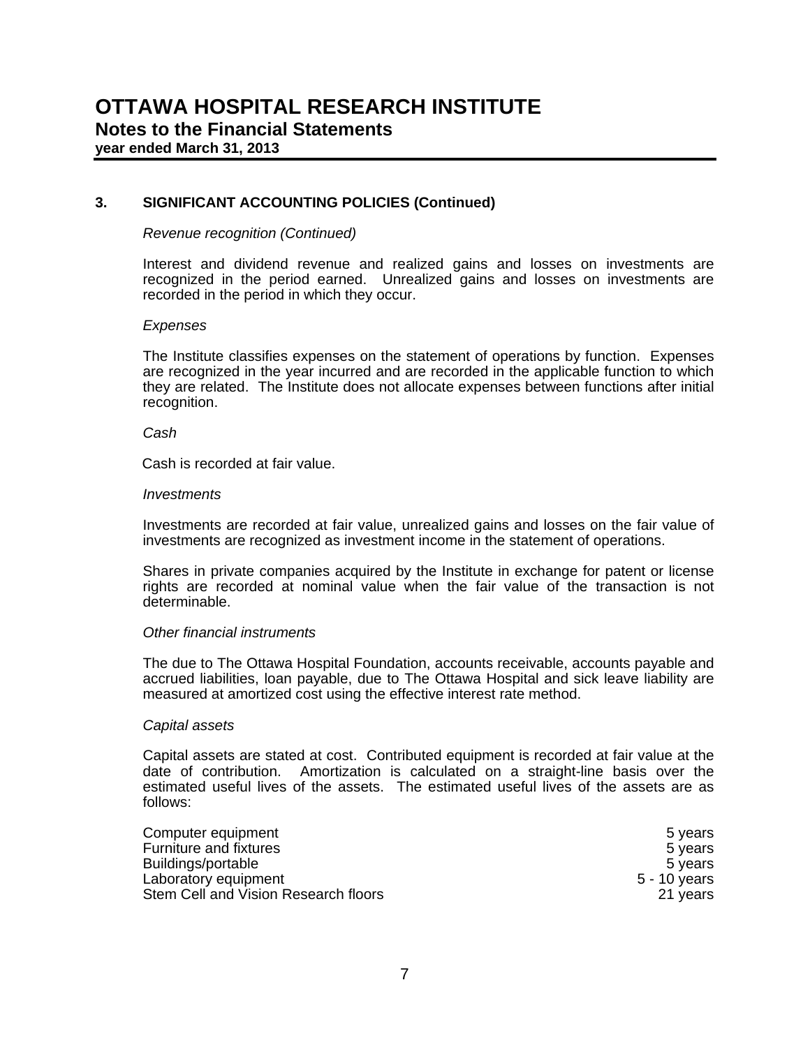## 3. SIGNIFICANT ACCOUNTING POLICIES (Continued)

*Revenue recognition (Continued)*

Interest and dividend revenue and realized gains and losses on investments are recognized in the period earned. Unrealized gains and losses on investments are recorded in the period in which they occur.

*Expenses*

The Institute classifies expenses on the statement of operations by function. Expenses are recognized in the year incurred and are recorded in the applicable function to which they are related. The Institute does not allocate expenses between functions after initial recognition.

*Cash*

Cash is recorded at fair value.

*Investments*

Investments are recorded at fair value, unrealized gains and losses on the fair value of investments are recognized as investment income in the statement of operations.

Shares in private companies acquired by the Institute in exchange for patent or license rights are recorded at nominal value when the fair value of the transaction is not determinable.

*Other financial instruments*

The due to The Ottawa Hospital Foundation, accounts receivable, accounts payable and accrued liabilities, loan payable, due to The Ottawa Hospital and sick leave liability are measured at amortized cost using the effective interest rate method.

*Capital assets*

Capital assets are stated at cost. Contributed equipment is recorded at fair value at the date of contribution. Amortization is calculated on a straight-line basis over the estimated useful lives of the assets. The estimated useful lives of the assets are as follows:

| | |
|---|---|
| Computer equipment | 5 years |
| Furniture and fixtures | 5 years |
| Buildings/portable | 5 years |
| Laboratory equipment | 5 - 10 years |
| Stem Cell and Vision Research floors | 21 years |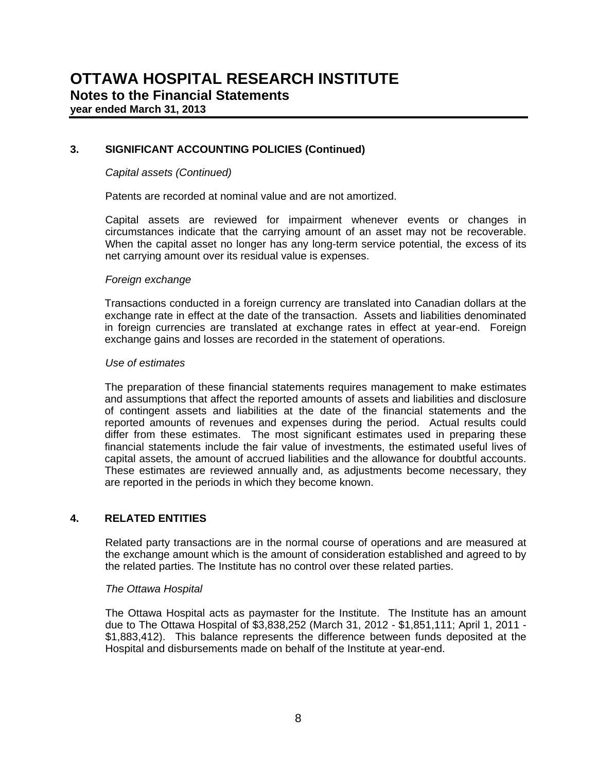## 3. SIGNIFICANT ACCOUNTING POLICIES (Continued)

*Capital assets (Continued)*

Patents are recorded at nominal value and are not amortized.

Capital assets are reviewed for impairment whenever events or changes in circumstances indicate that the carrying amount of an asset may not be recoverable. When the capital asset no longer has any long-term service potential, the excess of its net carrying amount over its residual value is expenses.

*Foreign exchange*

Transactions conducted in a foreign currency are translated into Canadian dollars at the exchange rate in effect at the date of the transaction. Assets and liabilities denominated in foreign currencies are translated at exchange rates in effect at year-end. Foreign exchange gains and losses are recorded in the statement of operations.

*Use of estimates*

The preparation of these financial statements requires management to make estimates and assumptions that affect the reported amounts of assets and liabilities and disclosure of contingent assets and liabilities at the date of the financial statements and the reported amounts of revenues and expenses during the period. Actual results could differ from these estimates. The most significant estimates used in preparing these financial statements include the fair value of investments, the estimated useful lives of capital assets, the amount of accrued liabilities and the allowance for doubtful accounts. These estimates are reviewed annually and, as adjustments become necessary, they are reported in the periods in which they become known.

## 4. RELATED ENTITIES

Related party transactions are in the normal course of operations and are measured at the exchange amount which is the amount of consideration established and agreed to by the related parties. The Institute has no control over these related parties.

*The Ottawa Hospital*

The Ottawa Hospital acts as paymaster for the Institute. The Institute has an amount due to The Ottawa Hospital of $3,838,252 (March 31, 2012 - $1,851,111; April 1, 2011 - $1,883,412). This balance represents the difference between funds deposited at the Hospital and disbursements made on behalf of the Institute at year-end.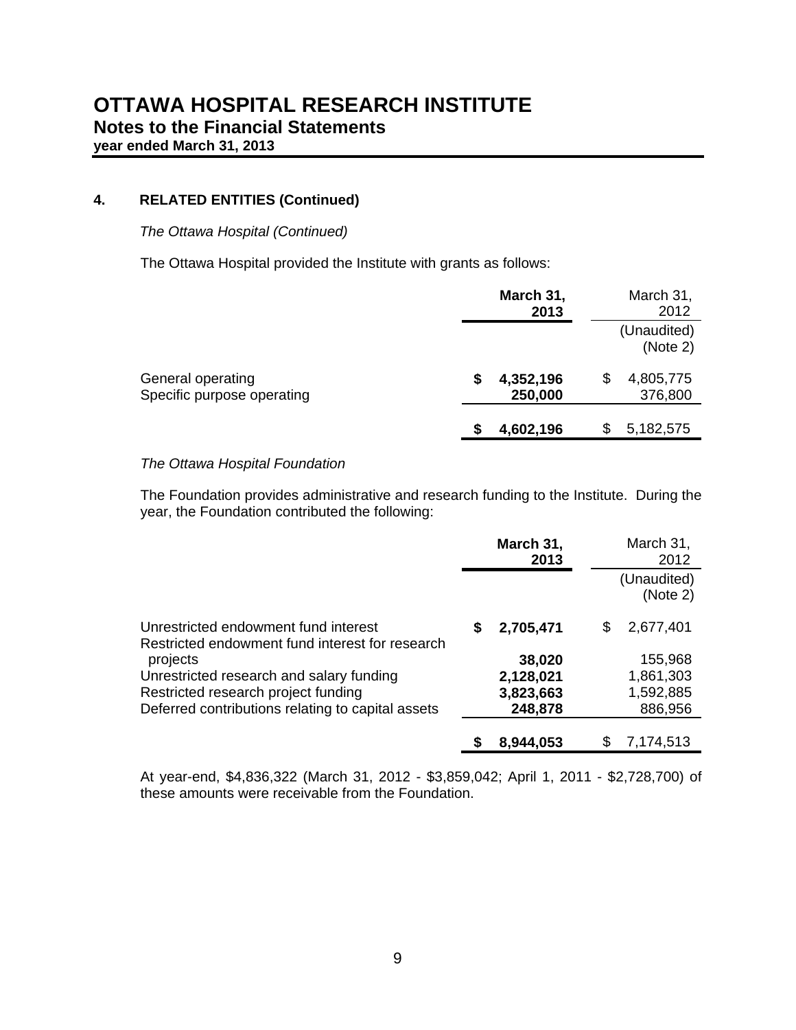# OTTAWA HOSPITAL RESEARCH INSTITUTE
## Notes to the Financial Statements
**year ended March 31, 2013**

### 4. RELATED ENTITIES (Continued)

*The Ottawa Hospital (Continued)*

The Ottawa Hospital provided the Institute with grants as follows:

| | **March 31, 2013** | March 31, 2012 (Unaudited) (Note 2) |
|---|---|---|
| General operating | **$ 4,352,196** | $ 4,805,775 |
| Specific purpose operating | **250,000** | 376,800 |
| | **$ 4,602,196** | $ 5,182,575 |

*The Ottawa Hospital Foundation*

The Foundation provides administrative and research funding to the Institute. During the year, the Foundation contributed the following:

| | **March 31, 2013** | March 31, 2012 (Unaudited) (Note 2) |
|---|---|---|
| Unrestricted endowment fund interest | **$ 2,705,471** | $ 2,677,401 |
| Restricted endowment fund interest for research projects | **38,020** | 155,968 |
| Unrestricted research and salary funding | **2,128,021** | 1,861,303 |
| Restricted research project funding | **3,823,663** | 1,592,885 |
| Deferred contributions relating to capital assets | **248,878** | 886,956 |
| | **$ 8,944,053** | $ 7,174,513 |

At year-end, $4,836,322 (March 31, 2012 - $3,859,042; April 1, 2011 - $2,728,700) of these amounts were receivable from the Foundation.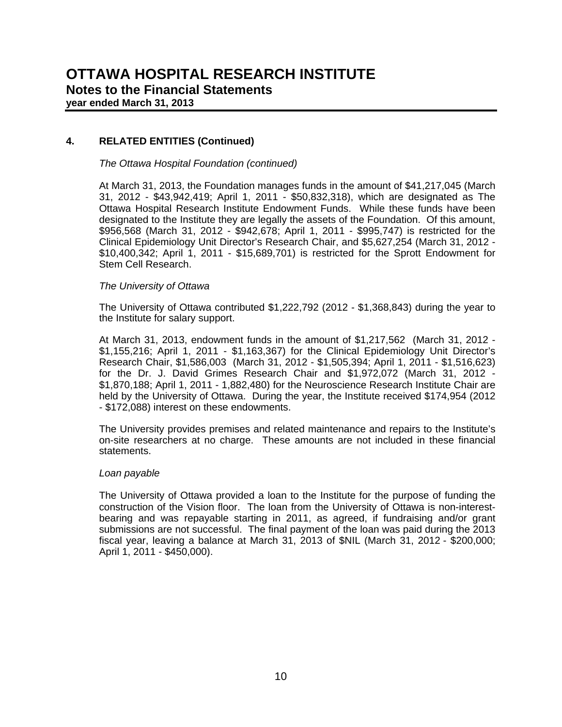## 4. RELATED ENTITIES (Continued)

*The Ottawa Hospital Foundation (continued)*

At March 31, 2013, the Foundation manages funds in the amount of $41,217,045 (March 31, 2012 - $43,942,419; April 1, 2011 - $50,832,318), which are designated as The Ottawa Hospital Research Institute Endowment Funds. While these funds have been designated to the Institute they are legally the assets of the Foundation. Of this amount, $956,568 (March 31, 2012 - $942,678; April 1, 2011 - $995,747) is restricted for the Clinical Epidemiology Unit Director's Research Chair, and $5,627,254 (March 31, 2012 - $10,400,342; April 1, 2011 - $15,689,701) is restricted for the Sprott Endowment for Stem Cell Research.

*The University of Ottawa*

The University of Ottawa contributed $1,222,792 (2012 - $1,368,843) during the year to the Institute for salary support.

At March 31, 2013, endowment funds in the amount of $1,217,562 (March 31, 2012 - $1,155,216; April 1, 2011 - $1,163,367) for the Clinical Epidemiology Unit Director's Research Chair, $1,586,003 (March 31, 2012 - $1,505,394; April 1, 2011 - $1,516,623) for the Dr. J. David Grimes Research Chair and $1,972,072 (March 31, 2012 - $1,870,188; April 1, 2011 - 1,882,480) for the Neuroscience Research Institute Chair are held by the University of Ottawa. During the year, the Institute received $174,954 (2012 - $172,088) interest on these endowments.

The University provides premises and related maintenance and repairs to the Institute's on-site researchers at no charge. These amounts are not included in these financial statements.

*Loan payable*

The University of Ottawa provided a loan to the Institute for the purpose of funding the construction of the Vision floor. The loan from the University of Ottawa is non-interest-bearing and was repayable starting in 2011, as agreed, if fundraising and/or grant submissions are not successful. The final payment of the loan was paid during the 2013 fiscal year, leaving a balance at March 31, 2013 of $NIL (March 31, 2012 - $200,000; April 1, 2011 - $450,000).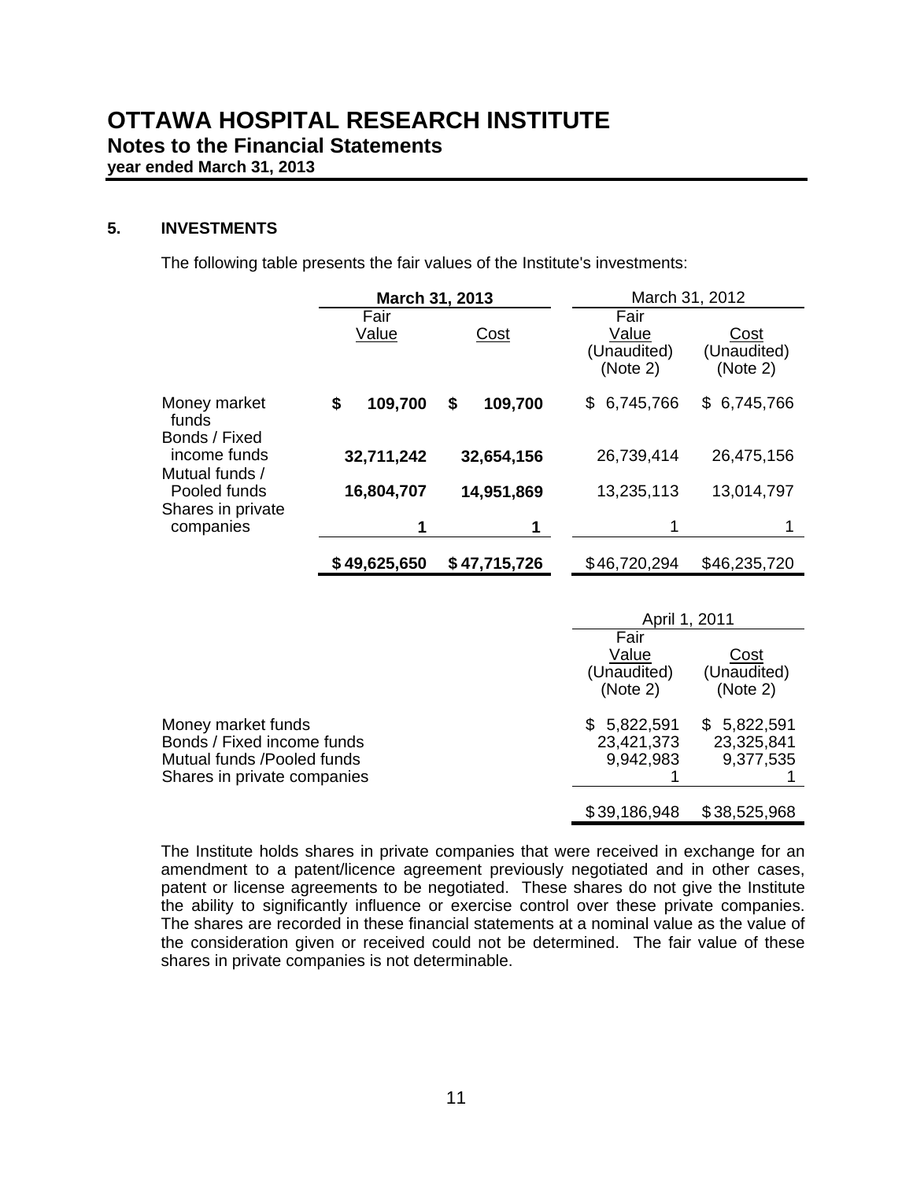# OTTAWA HOSPITAL RESEARCH INSTITUTE

## Notes to the Financial Statements

**year ended March 31, 2013**

### 5. INVESTMENTS

The following table presents the fair values of the Institute's investments:

| | **March 31, 2013** | | March 31, 2012 | |
|---|---|---|---|---|
| | Fair Value | Cost | Fair Value (Unaudited) (Note 2) | Cost (Unaudited) (Note 2) |
| Money market funds | **$ 109,700** | **$ 109,700** | $ 6,745,766 | $ 6,745,766 |
| Bonds / Fixed income funds | **32,711,242** | **32,654,156** | 26,739,414 | 26,475,156 |
| Mutual funds / Pooled funds | **16,804,707** | **14,951,869** | 13,235,113 | 13,014,797 |
| Shares in private companies | **1** | **1** | 1 | 1 |
| | **$ 49,625,650** | **$ 47,715,726** | $ 46,720,294 | $ 46,235,720 |

| | April 1, 2011 | |
|---|---|---|
| | Fair Value (Unaudited) (Note 2) | Cost (Unaudited) (Note 2) |
| Money market funds | $ 5,822,591 | $ 5,822,591 |
| Bonds / Fixed income funds | 23,421,373 | 23,325,841 |
| Mutual funds /Pooled funds | 9,942,983 | 9,377,535 |
| Shares in private companies | 1 | 1 |
| | $ 39,186,948 | $ 38,525,968 |

The Institute holds shares in private companies that were received in exchange for an amendment to a patent/licence agreement previously negotiated and in other cases, patent or license agreements to be negotiated. These shares do not give the Institute the ability to significantly influence or exercise control over these private companies. The shares are recorded in these financial statements at a nominal value as the value of the consideration given or received could not be determined. The fair value of these shares in private companies is not determinable.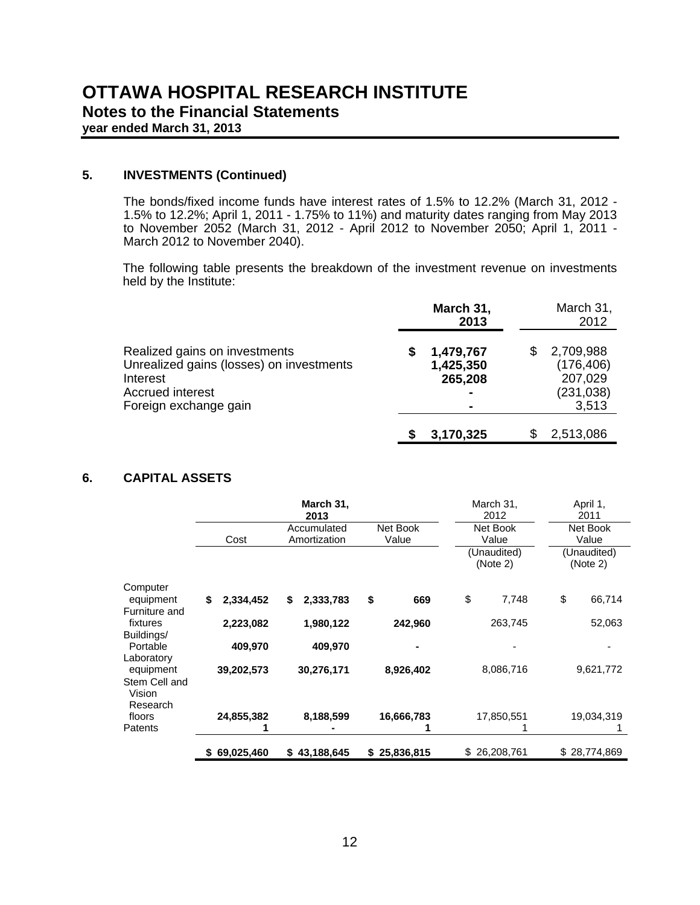# OTTAWA HOSPITAL RESEARCH INSTITUTE
## Notes to the Financial Statements
**year ended March 31, 2013**

### 5. INVESTMENTS (Continued)

The bonds/fixed income funds have interest rates of 1.5% to 12.2% (March 31, 2012 - 1.5% to 12.2%; April 1, 2011 - 1.75% to 11%) and maturity dates ranging from May 2013 to November 2052 (March 31, 2012 - April 2012 to November 2050; April 1, 2011 - March 2012 to November 2040).

The following table presents the breakdown of the investment revenue on investments held by the Institute:

| | **March 31, 2013** | March 31, 2012 |
|---|---|---|
| Realized gains on investments | **$ 1,479,767** | $ 2,709,988 |
| Unrealized gains (losses) on investments | **1,425,350** | (176,406) |
| Interest | **265,208** | 207,029 |
| Accrued interest | **-** | (231,038) |
| Foreign exchange gain | **-** | 3,513 |
| | **$ 3,170,325** | $ 2,513,086 |

### 6. CAPITAL ASSETS

| | **March 31, 2013** | | | March 31, 2012 | April 1, 2011 |
|---|---|---|---|---|---|
| | Cost | Accumulated Amortization | Net Book Value | Net Book Value (Unaudited) (Note 2) | Net Book Value (Unaudited) (Note 2) |
| Computer equipment | **$ 2,334,452** | **$ 2,333,783** | **$ 669** | $ 7,748 | $ 66,714 |
| Furniture and fixtures | **2,223,082** | **1,980,122** | **242,960** | 263,745 | 52,063 |
| Buildings/ Portable | **409,970** | **409,970** | **-** | - | - |
| Laboratory equipment | **39,202,573** | **30,276,171** | **8,926,402** | 8,086,716 | 9,621,772 |
| Stem Cell and Vision Research floors | **24,855,382** | **8,188,599** | **16,666,783** | 17,850,551 | 19,034,319 |
| Patents | **1** | **-** | **1** | 1 | 1 |
| | **$ 69,025,460** | **$ 43,188,645** | **$ 25,836,815** | $ 26,208,761 | $ 28,774,869 |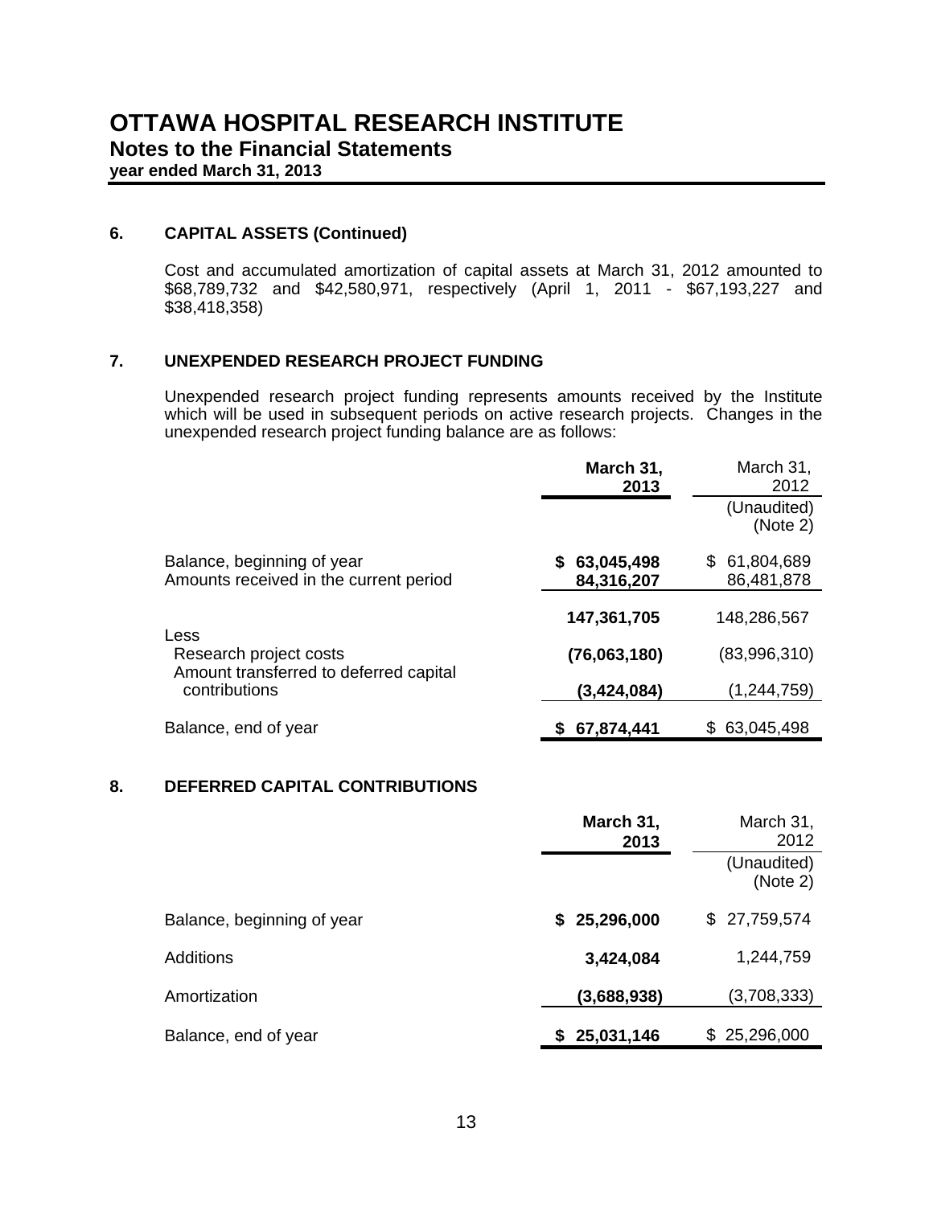# OTTAWA HOSPITAL RESEARCH INSTITUTE

## Notes to the Financial Statements

**year ended March 31, 2013**

### 6. CAPITAL ASSETS (Continued)

Cost and accumulated amortization of capital assets at March 31, 2012 amounted to $68,789,732 and $42,580,971, respectively (April 1, 2011 - $67,193,227 and $38,418,358)

### 7. UNEXPENDED RESEARCH PROJECT FUNDING

Unexpended research project funding represents amounts received by the Institute which will be used in subsequent periods on active research projects. Changes in the unexpended research project funding balance are as follows:

| | **March 31, 2013** | March 31, 2012 |
|---|---|---|
| | | (Unaudited) (Note 2) |
| Balance, beginning of year | **$ 63,045,498** | $ 61,804,689 |
| Amounts received in the current period | **84,316,207** | 86,481,878 |
| | **147,361,705** | 148,286,567 |
| Less | | |
| Research project costs | **(76,063,180)** | (83,996,310) |
| Amount transferred to deferred capital contributions | **(3,424,084)** | (1,244,759) |
| Balance, end of year | **$ 67,874,441** | $ 63,045,498 |

### 8. DEFERRED CAPITAL CONTRIBUTIONS

| | **March 31, 2013** | March 31, 2012 |
|---|---|---|
| | | (Unaudited) (Note 2) |
| Balance, beginning of year | **$ 25,296,000** | $ 27,759,574 |
| Additions | **3,424,084** | 1,244,759 |
| Amortization | **(3,688,938)** | (3,708,333) |
| Balance, end of year | **$ 25,031,146** | $ 25,296,000 |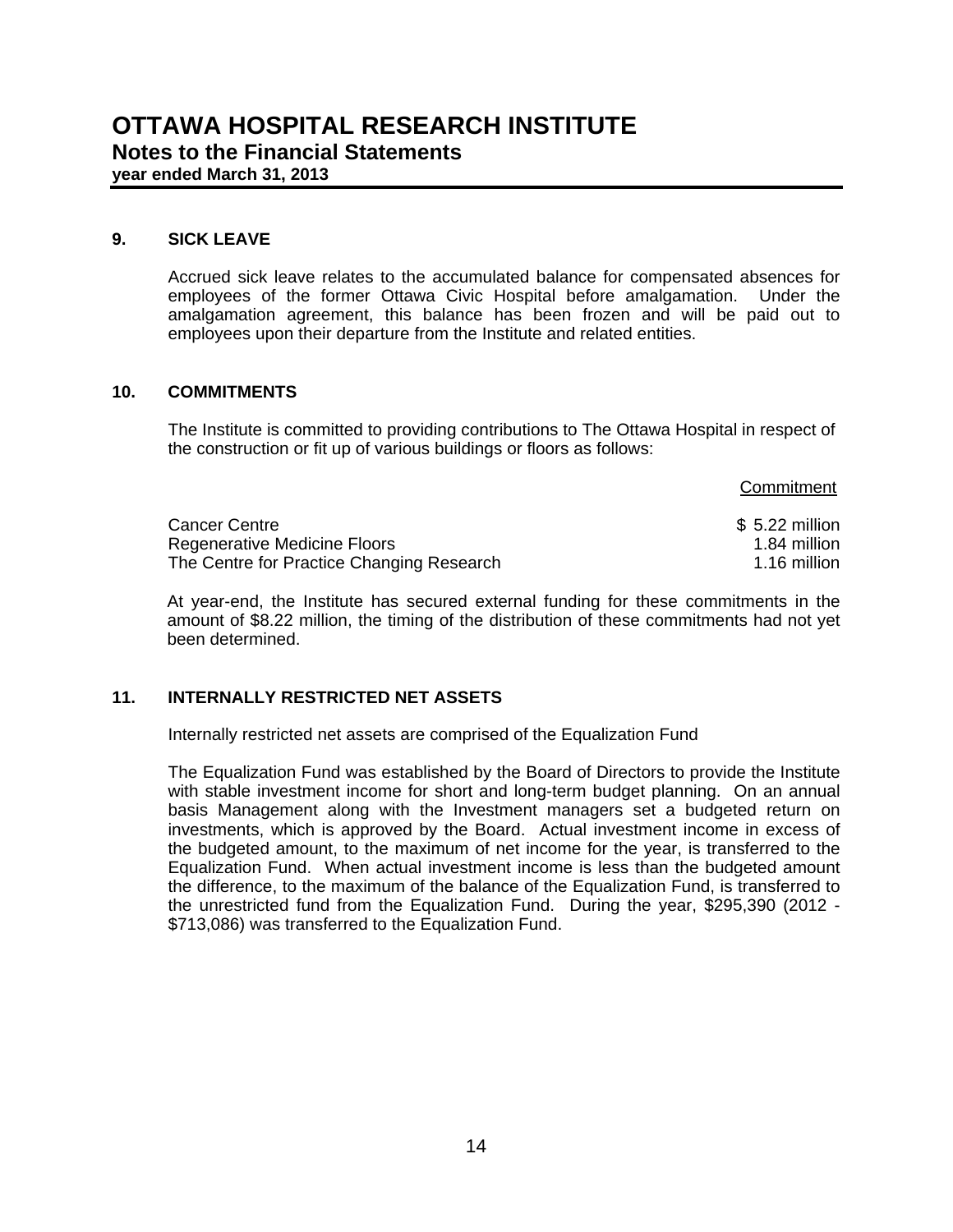# OTTAWA HOSPITAL RESEARCH INSTITUTE

## Notes to the Financial Statements

**year ended March 31, 2013**

### 9. SICK LEAVE

Accrued sick leave relates to the accumulated balance for compensated absences for employees of the former Ottawa Civic Hospital before amalgamation. Under the amalgamation agreement, this balance has been frozen and will be paid out to employees upon their departure from the Institute and related entities.

### 10. COMMITMENTS

The Institute is committed to providing contributions to The Ottawa Hospital in respect of the construction or fit up of various buildings or floors as follows:

| | Commitment |
|---|---|
| Cancer Centre | $ 5.22 million |
| Regenerative Medicine Floors | 1.84 million |
| The Centre for Practice Changing Research | 1.16 million |

At year-end, the Institute has secured external funding for these commitments in the amount of $8.22 million, the timing of the distribution of these commitments had not yet been determined.

### 11. INTERNALLY RESTRICTED NET ASSETS

Internally restricted net assets are comprised of the Equalization Fund

The Equalization Fund was established by the Board of Directors to provide the Institute with stable investment income for short and long-term budget planning. On an annual basis Management along with the Investment managers set a budgeted return on investments, which is approved by the Board. Actual investment income in excess of the budgeted amount, to the maximum of net income for the year, is transferred to the Equalization Fund. When actual investment income is less than the budgeted amount the difference, to the maximum of the balance of the Equalization Fund, is transferred to the unrestricted fund from the Equalization Fund. During the year, $295,390 (2012 - $713,086) was transferred to the Equalization Fund.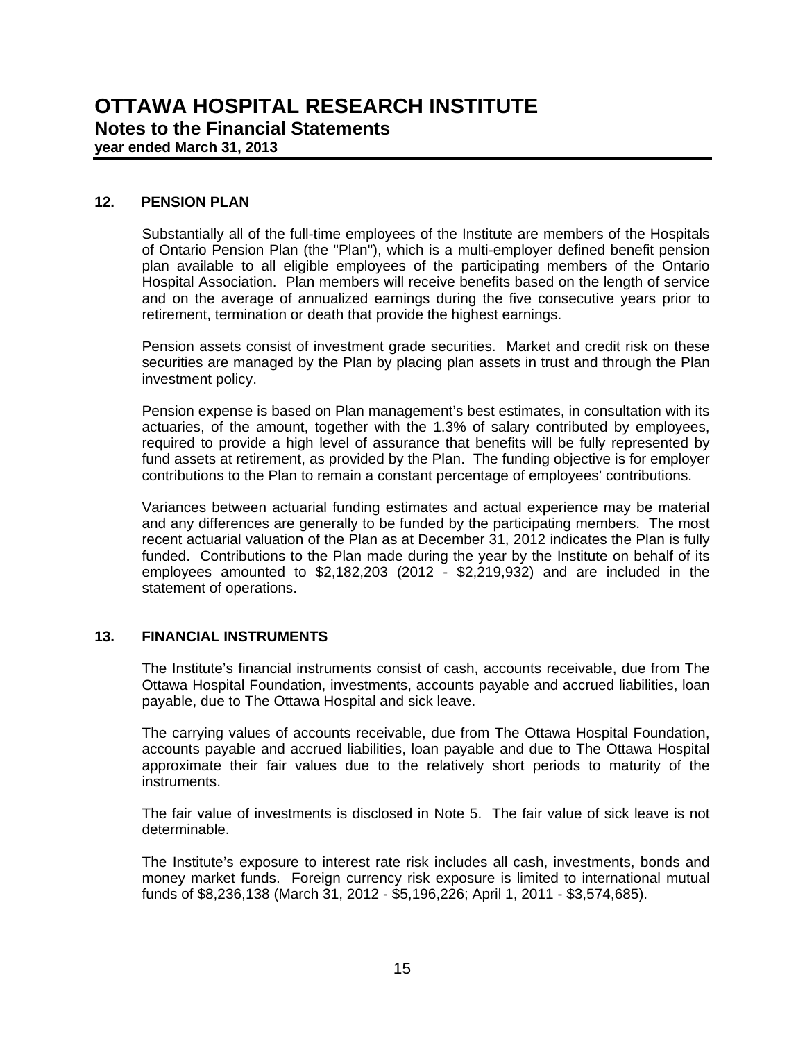## 12. PENSION PLAN

Substantially all of the full-time employees of the Institute are members of the Hospitals of Ontario Pension Plan (the "Plan"), which is a multi-employer defined benefit pension plan available to all eligible employees of the participating members of the Ontario Hospital Association. Plan members will receive benefits based on the length of service and on the average of annualized earnings during the five consecutive years prior to retirement, termination or death that provide the highest earnings.

Pension assets consist of investment grade securities. Market and credit risk on these securities are managed by the Plan by placing plan assets in trust and through the Plan investment policy.

Pension expense is based on Plan management's best estimates, in consultation with its actuaries, of the amount, together with the 1.3% of salary contributed by employees, required to provide a high level of assurance that benefits will be fully represented by fund assets at retirement, as provided by the Plan. The funding objective is for employer contributions to the Plan to remain a constant percentage of employees' contributions.

Variances between actuarial funding estimates and actual experience may be material and any differences are generally to be funded by the participating members. The most recent actuarial valuation of the Plan as at December 31, 2012 indicates the Plan is fully funded. Contributions to the Plan made during the year by the Institute on behalf of its employees amounted to $2,182,203 (2012 - $2,219,932) and are included in the statement of operations.

## 13. FINANCIAL INSTRUMENTS

The Institute's financial instruments consist of cash, accounts receivable, due from The Ottawa Hospital Foundation, investments, accounts payable and accrued liabilities, loan payable, due to The Ottawa Hospital and sick leave.

The carrying values of accounts receivable, due from The Ottawa Hospital Foundation, accounts payable and accrued liabilities, loan payable and due to The Ottawa Hospital approximate their fair values due to the relatively short periods to maturity of the instruments.

The fair value of investments is disclosed in Note 5. The fair value of sick leave is not determinable.

The Institute's exposure to interest rate risk includes all cash, investments, bonds and money market funds. Foreign currency risk exposure is limited to international mutual funds of $8,236,138 (March 31, 2012 - $5,196,226; April 1, 2011 - $3,574,685).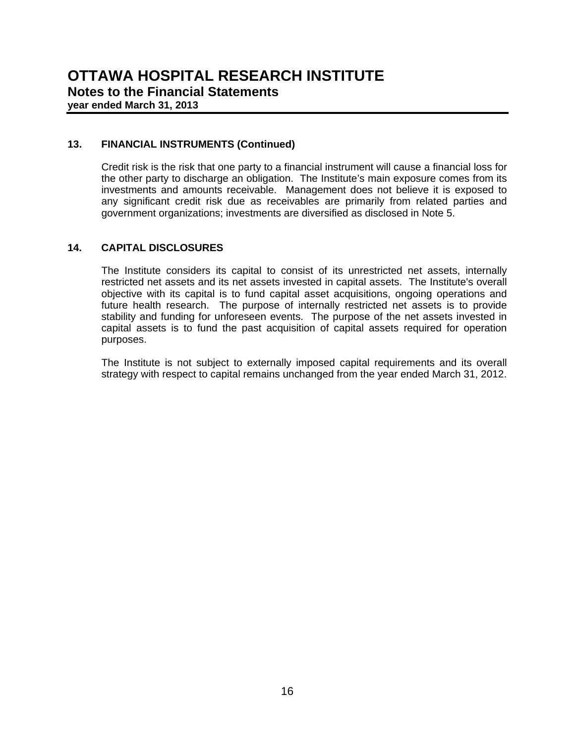## 13. FINANCIAL INSTRUMENTS (Continued)

Credit risk is the risk that one party to a financial instrument will cause a financial loss for the other party to discharge an obligation. The Institute's main exposure comes from its investments and amounts receivable. Management does not believe it is exposed to any significant credit risk due as receivables are primarily from related parties and government organizations; investments are diversified as disclosed in Note 5.

## 14. CAPITAL DISCLOSURES

The Institute considers its capital to consist of its unrestricted net assets, internally restricted net assets and its net assets invested in capital assets. The Institute's overall objective with its capital is to fund capital asset acquisitions, ongoing operations and future health research. The purpose of internally restricted net assets is to provide stability and funding for unforeseen events. The purpose of the net assets invested in capital assets is to fund the past acquisition of capital assets required for operation purposes.

The Institute is not subject to externally imposed capital requirements and its overall strategy with respect to capital remains unchanged from the year ended March 31, 2012.